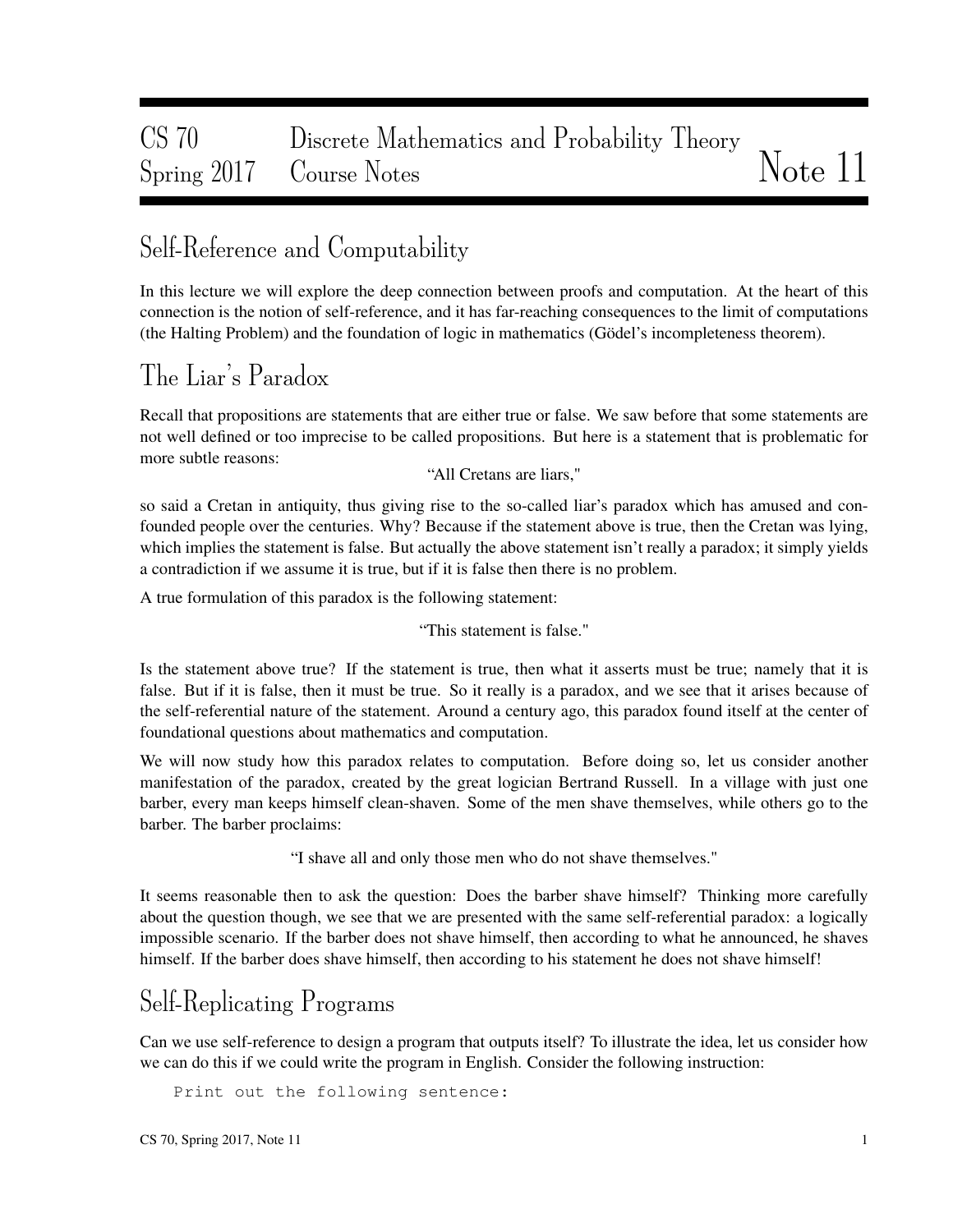# CS 70 Discrete Mathematics and Probability Theory
# Spring 2017 Course Notes Note 11

## Self-Reference and Computability

In this lecture we will explore the deep connection between proofs and computation. At the heart of this connection is the notion of self-reference, and it has far-reaching consequences to the limit of computations (the Halting Problem) and the foundation of logic in mathematics (Gödel's incompleteness theorem).

## The Liar's Paradox

Recall that propositions are statements that are either true or false. We saw before that some statements are not well defined or too imprecise to be called propositions. But here is a statement that is problematic for more subtle reasons:

"All Cretans are liars,"

so said a Cretan in antiquity, thus giving rise to the so-called liar's paradox which has amused and confounded people over the centuries. Why? Because if the statement above is true, then the Cretan was lying, which implies the statement is false. But actually the above statement isn't really a paradox; it simply yields a contradiction if we assume it is true, but if it is false then there is no problem.

A true formulation of this paradox is the following statement:

"This statement is false."

Is the statement above true? If the statement is true, then what it asserts must be true; namely that it is false. But if it is false, then it must be true. So it really is a paradox, and we see that it arises because of the self-referential nature of the statement. Around a century ago, this paradox found itself at the center of foundational questions about mathematics and computation.

We will now study how this paradox relates to computation. Before doing so, let us consider another manifestation of the paradox, created by the great logician Bertrand Russell. In a village with just one barber, every man keeps himself clean-shaven. Some of the men shave themselves, while others go to the barber. The barber proclaims:

"I shave all and only those men who do not shave themselves."

It seems reasonable then to ask the question: Does the barber shave himself? Thinking more carefully about the question though, we see that we are presented with the same self-referential paradox: a logically impossible scenario. If the barber does not shave himself, then according to what he announced, he shaves himself. If the barber does shave himself, then according to his statement he does not shave himself!

## Self-Replicating Programs

Can we use self-reference to design a program that outputs itself? To illustrate the idea, let us consider how we can do this if we could write the program in English. Consider the following instruction:

```
Print out the following sentence:
```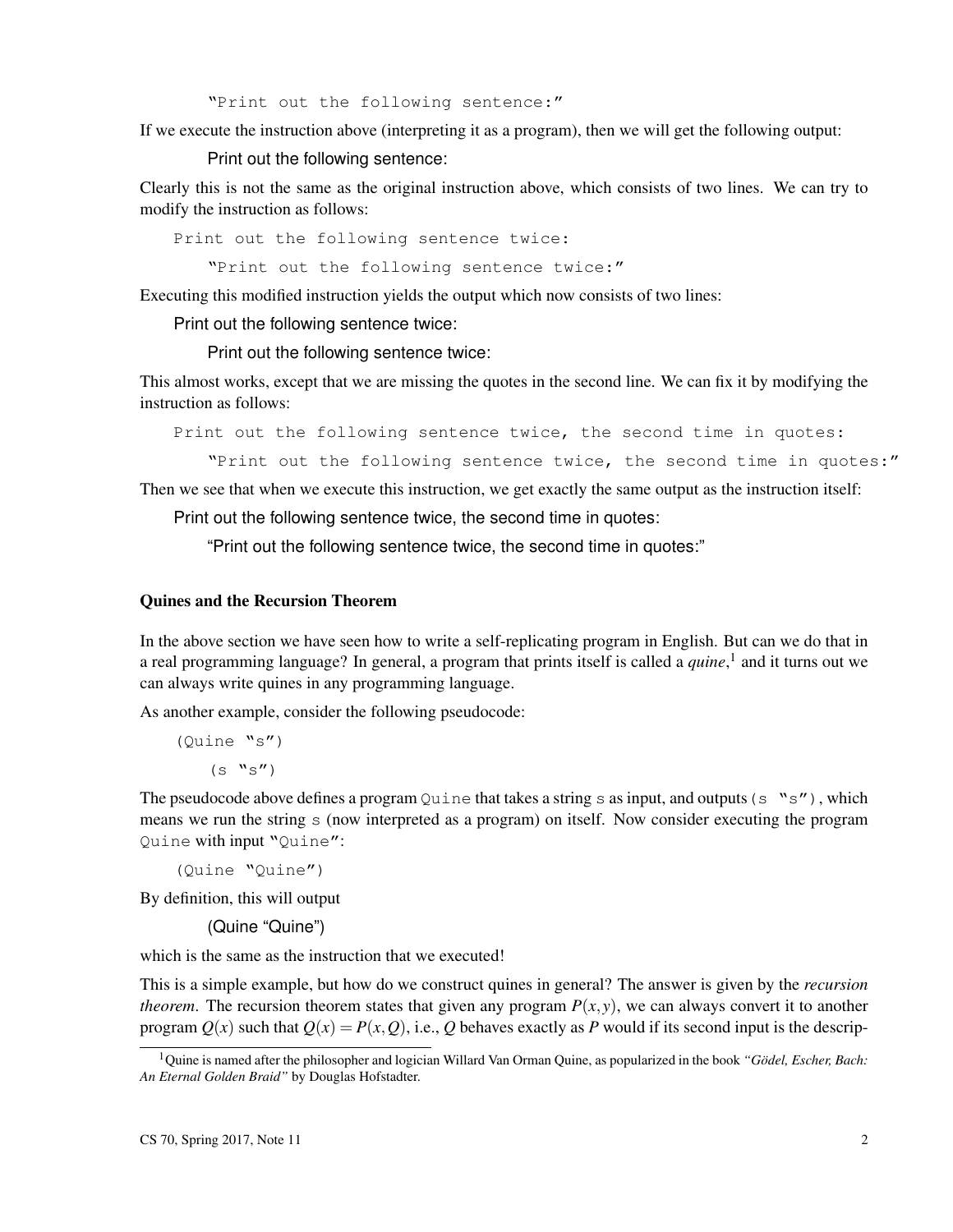```
"Print out the following sentence:"
```

If we execute the instruction above (interpreting it as a program), then we will get the following output:

Print out the following sentence:

Clearly this is not the same as the original instruction above, which consists of two lines. We can try to modify the instruction as follows:

```
Print out the following sentence twice:
    "Print out the following sentence twice:"
```

Executing this modified instruction yields the output which now consists of two lines:

Print out the following sentence twice:

Print out the following sentence twice:

This almost works, except that we are missing the quotes in the second line. We can fix it by modifying the instruction as follows:

```
Print out the following sentence twice, the second time in quotes:
    "Print out the following sentence twice, the second time in quotes:"
```

Then we see that when we execute this instruction, we get exactly the same output as the instruction itself:

Print out the following sentence twice, the second time in quotes:

"Print out the following sentence twice, the second time in quotes:"

### Quines and the Recursion Theorem

In the above section we have seen how to write a self-replicating program in English. But can we do that in a real programming language? In general, a program that prints itself is called a *quine*,[1] and it turns out we can always write quines in any programming language.

As another example, consider the following pseudocode:

```
(Quine "s")
    (s "s")
```

The pseudocode above defines a program `Quine` that takes a string `s` as input, and outputs `(s "s")`, which means we run the string `s` (now interpreted as a program) on itself. Now consider executing the program `Quine` with input `"Quine"`:

```
(Quine "Quine")
```

By definition, this will output

(Quine "Quine")

which is the same as the instruction that we executed!

This is a simple example, but how do we construct quines in general? The answer is given by the *recursion theorem*. The recursion theorem states that given any program $P(x,y)$, we can always convert it to another program $Q(x)$ such that $Q(x) = P(x,Q)$, i.e., $Q$ behaves exactly as $P$ would if its second input is the descrip-

[1] Quine is named after the philosopher and logician Willard Van Orman Quine, as popularized in the book *"Gödel, Escher, Bach: An Eternal Golden Braid"* by Douglas Hofstadter.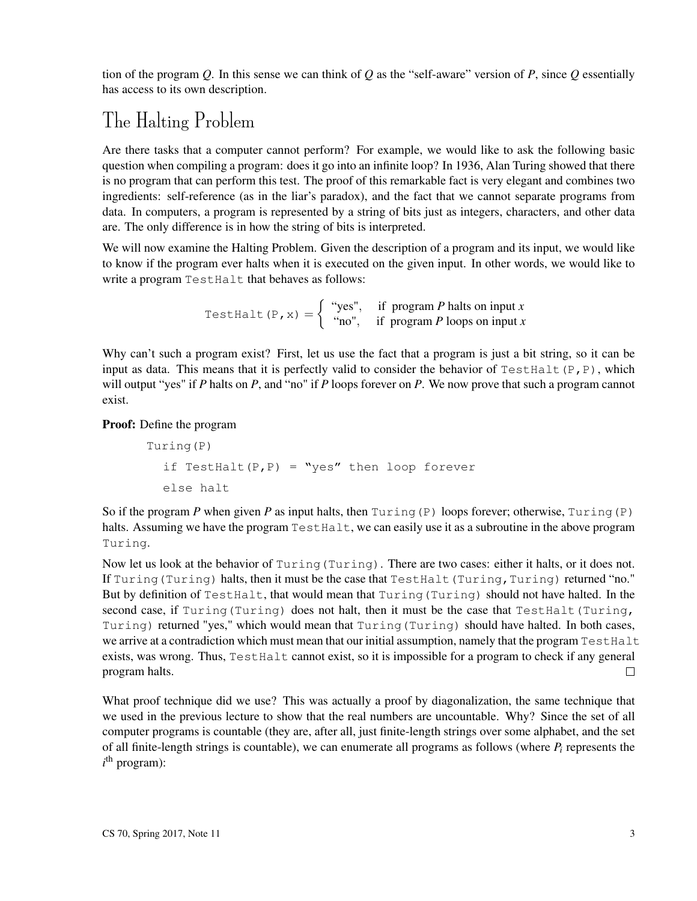tion of the program $Q$. In this sense we can think of $Q$ as the "self-aware" version of $P$, since $Q$ essentially has access to its own description.

## The Halting Problem

Are there tasks that a computer cannot perform? For example, we would like to ask the following basic question when compiling a program: does it go into an infinite loop? In 1936, Alan Turing showed that there is no program that can perform this test. The proof of this remarkable fact is very elegant and combines two ingredients: self-reference (as in the liar's paradox), and the fact that we cannot separate programs from data. In computers, a program is represented by a string of bits just as integers, characters, and other data are. The only difference is in how the string of bits is interpreted.

We will now examine the Halting Problem. Given the description of a program and its input, we would like to know if the program ever halts when it is executed on the given input. In other words, we would like to write a program `TestHalt` that behaves as follows:

$$\texttt{TestHalt(P,x)} = \begin{cases} \text{"yes"}, & \text{if program } P \text{ halts on input } x \\ \text{"no"}, & \text{if program } P \text{ loops on input } x \end{cases}$$

Why can't such a program exist? First, let us use the fact that a program is just a bit string, so it can be input as data. This means that it is perfectly valid to consider the behavior of `TestHalt(P,P)`, which will output "yes" if $P$ halts on $P$, and "no" if $P$ loops forever on $P$. We now prove that such a program cannot exist.

**Proof:** Define the program

```
Turing(P)
  if TestHalt(P,P) = "yes" then loop forever
  else halt
```

So if the program $P$ when given $P$ as input halts, then `Turing(P)` loops forever; otherwise, `Turing(P)` halts. Assuming we have the program `TestHalt`, we can easily use it as a subroutine in the above program `Turing`.

Now let us look at the behavior of `Turing(Turing)`. There are two cases: either it halts, or it does not. If `Turing(Turing)` halts, then it must be the case that `TestHalt(Turing,Turing)` returned "no." But by definition of `TestHalt`, that would mean that `Turing(Turing)` should not have halted. In the second case, if `Turing(Turing)` does not halt, then it must be the case that `TestHalt(Turing, Turing)` returned "yes," which would mean that `Turing(Turing)` should have halted. In both cases, we arrive at a contradiction which must mean that our initial assumption, namely that the program `TestHalt` exists, was wrong. Thus, `TestHalt` cannot exist, so it is impossible for a program to check if any general program halts. □

What proof technique did we use? This was actually a proof by diagonalization, the same technique that we used in the previous lecture to show that the real numbers are uncountable. Why? Since the set of all computer programs is countable (they are, after all, just finite-length strings over some alphabet, and the set of all finite-length strings is countable), we can enumerate all programs as follows (where $P_i$ represents the $i^{\text{th}}$ program):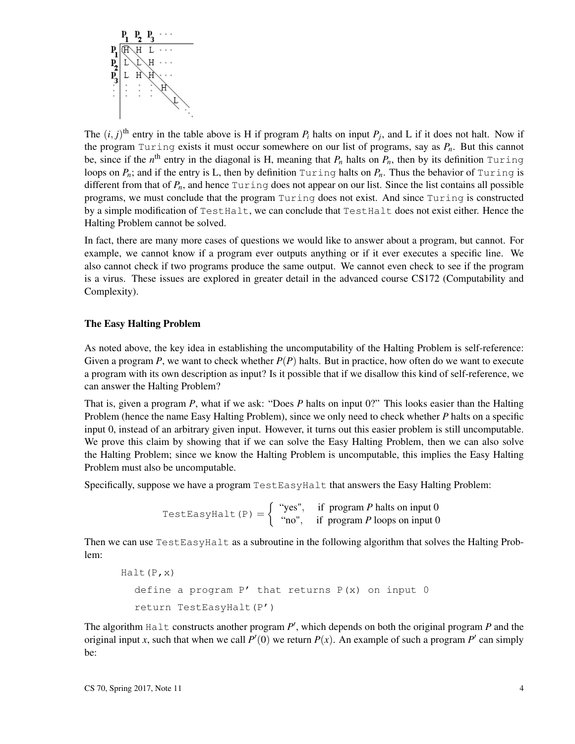| | $P_1$ | $P_2$ | $P_3$ | ⋯ |
|---|---|---|---|---|
| $P_1$ | H | H | L | ⋯ |
| $P_2$ | L | L | H | ⋯ |
| $P_3$ | L | H | H | ⋯ |
| ⋮ | ⋮ | ⋮ | ⋮ | H |
| | | | | L |
| | | | | ⋱ |

The $(i, j)^{\text{th}}$ entry in the table above is H if program $P_i$ halts on input $P_j$, and L if it does not halt. Now if the program `Turing` exists it must occur somewhere on our list of programs, say as $P_n$. But this cannot be, since if the $n^{\text{th}}$ entry in the diagonal is H, meaning that $P_n$ halts on $P_n$, then by its definition `Turing` loops on $P_n$; and if the entry is L, then by definition `Turing` halts on $P_n$. Thus the behavior of `Turing` is different from that of $P_n$, and hence `Turing` does not appear on our list. Since the list contains all possible programs, we must conclude that the program `Turing` does not exist. And since `Turing` is constructed by a simple modification of `TestHalt`, we can conclude that `TestHalt` does not exist either. Hence the Halting Problem cannot be solved.

In fact, there are many more cases of questions we would like to answer about a program, but cannot. For example, we cannot know if a program ever outputs anything or if it ever executes a specific line. We also cannot check if two programs produce the same output. We cannot even check to see if the program is a virus. These issues are explored in greater detail in the advanced course CS172 (Computability and Complexity).

### The Easy Halting Problem

As noted above, the key idea in establishing the uncomputability of the Halting Problem is self-reference: Given a program $P$, we want to check whether $P(P)$ halts. But in practice, how often do we want to execute a program with its own description as input? Is it possible that if we disallow this kind of self-reference, we can answer the Halting Problem?

That is, given a program $P$, what if we ask: "Does $P$ halts on input 0?" This looks easier than the Halting Problem (hence the name Easy Halting Problem), since we only need to check whether $P$ halts on a specific input 0, instead of an arbitrary given input. However, it turns out this easier problem is still uncomputable. We prove this claim by showing that if we can solve the Easy Halting Problem, then we can also solve the Halting Problem; since we know the Halting Problem is uncomputable, this implies the Easy Halting Problem must also be uncomputable.

Specifically, suppose we have a program `TestEasyHalt` that answers the Easy Halting Problem:

$$\texttt{TestEasyHalt(P)} = \begin{cases} \text{"yes"}, & \text{if program } P \text{ halts on input } 0 \\ \text{"no"}, & \text{if program } P \text{ loops on input } 0 \end{cases}$$

Then we can use `TestEasyHalt` as a subroutine in the following algorithm that solves the Halting Problem:

```
Halt(P,x)
  define a program P' that returns P(x) on input 0
  return TestEasyHalt(P')
```

The algorithm `Halt` constructs another program $P'$, which depends on both the original program $P$ and the original input $x$, such that when we call $P'(0)$ we return $P(x)$. An example of such a program $P'$ can simply be: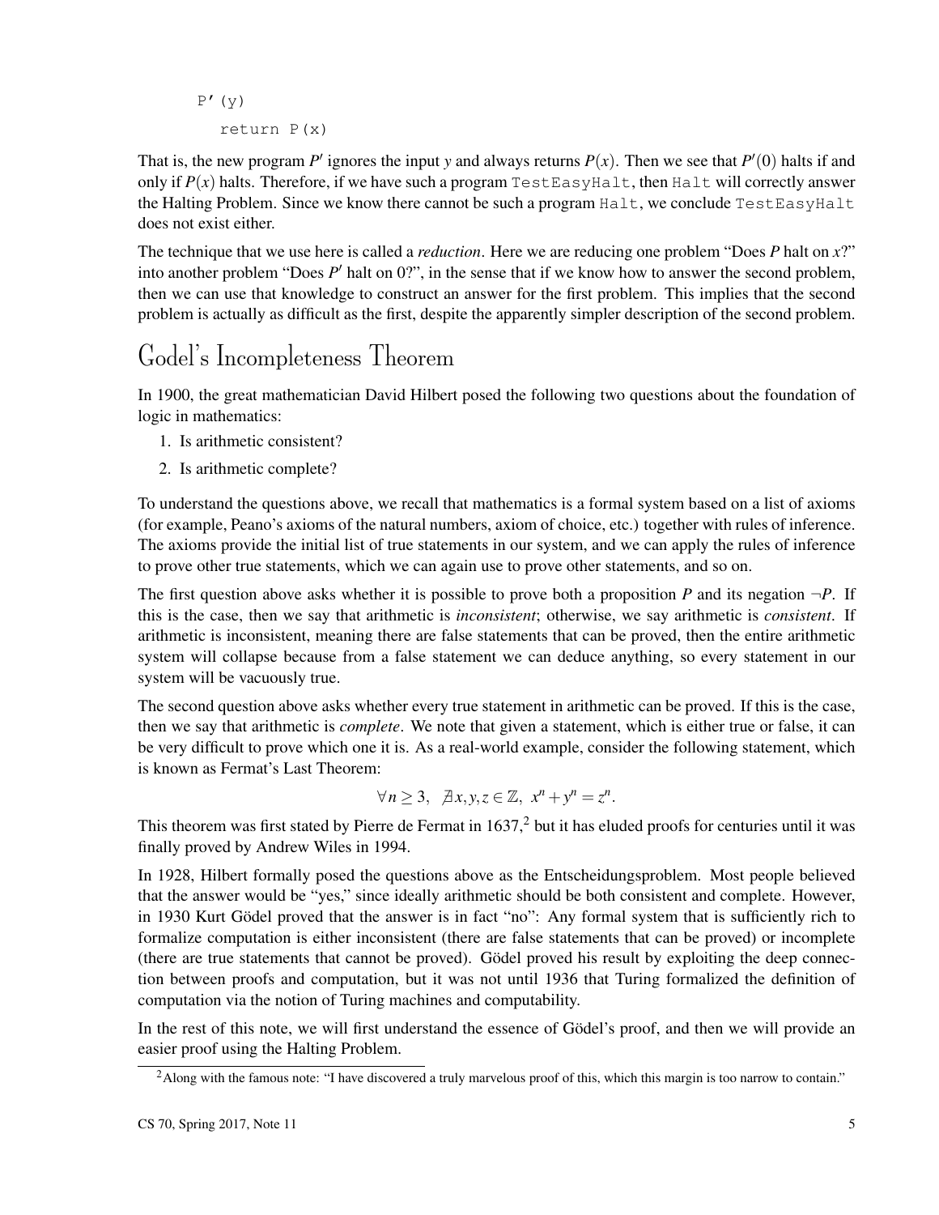```
P'(y)
   return P(x)
```

That is, the new program $P'$ ignores the input $y$ and always returns $P(x)$. Then we see that $P'(0)$ halts if and only if $P(x)$ halts. Therefore, if we have such a program `TestEasyHalt`, then `Halt` will correctly answer the Halting Problem. Since we know there cannot be such a program `Halt`, we conclude `TestEasyHalt` does not exist either.

The technique that we use here is called a *reduction*. Here we are reducing one problem "Does $P$ halt on $x$?" into another problem "Does $P'$ halt on 0?", in the sense that if we know how to answer the second problem, then we can use that knowledge to construct an answer for the first problem. This implies that the second problem is actually as difficult as the first, despite the apparently simpler description of the second problem.

# Godel's Incompleteness Theorem

In 1900, the great mathematician David Hilbert posed the following two questions about the foundation of logic in mathematics:

1. Is arithmetic consistent?
2. Is arithmetic complete?

To understand the questions above, we recall that mathematics is a formal system based on a list of axioms (for example, Peano's axioms of the natural numbers, axiom of choice, etc.) together with rules of inference. The axioms provide the initial list of true statements in our system, and we can apply the rules of inference to prove other true statements, which we can again use to prove other statements, and so on.

The first question above asks whether it is possible to prove both a proposition $P$ and its negation $\neg P$. If this is the case, then we say that arithmetic is *inconsistent*; otherwise, we say arithmetic is *consistent*. If arithmetic is inconsistent, meaning there are false statements that can be proved, then the entire arithmetic system will collapse because from a false statement we can deduce anything, so every statement in our system will be vacuously true.

The second question above asks whether every true statement in arithmetic can be proved. If this is the case, then we say that arithmetic is *complete*. We note that given a statement, which is either true or false, it can be very difficult to prove which one it is. As a real-world example, consider the following statement, which is known as Fermat's Last Theorem:

$$\forall n \geq 3, \ \ \nexists x, y, z \in \mathbb{Z}, \ x^n + y^n = z^n.$$

This theorem was first stated by Pierre de Fermat in 1637,[2] but it has eluded proofs for centuries until it was finally proved by Andrew Wiles in 1994.

In 1928, Hilbert formally posed the questions above as the Entscheidungsproblem. Most people believed that the answer would be "yes," since ideally arithmetic should be both consistent and complete. However, in 1930 Kurt Gödel proved that the answer is in fact "no": Any formal system that is sufficiently rich to formalize computation is either inconsistent (there are false statements that can be proved) or incomplete (there are true statements that cannot be proved). Gödel proved his result by exploiting the deep connection between proofs and computation, but it was not until 1936 that Turing formalized the definition of computation via the notion of Turing machines and computability.

In the rest of this note, we will first understand the essence of Gödel's proof, and then we will provide an easier proof using the Halting Problem.

[2] Along with the famous note: "I have discovered a truly marvelous proof of this, which this margin is too narrow to contain."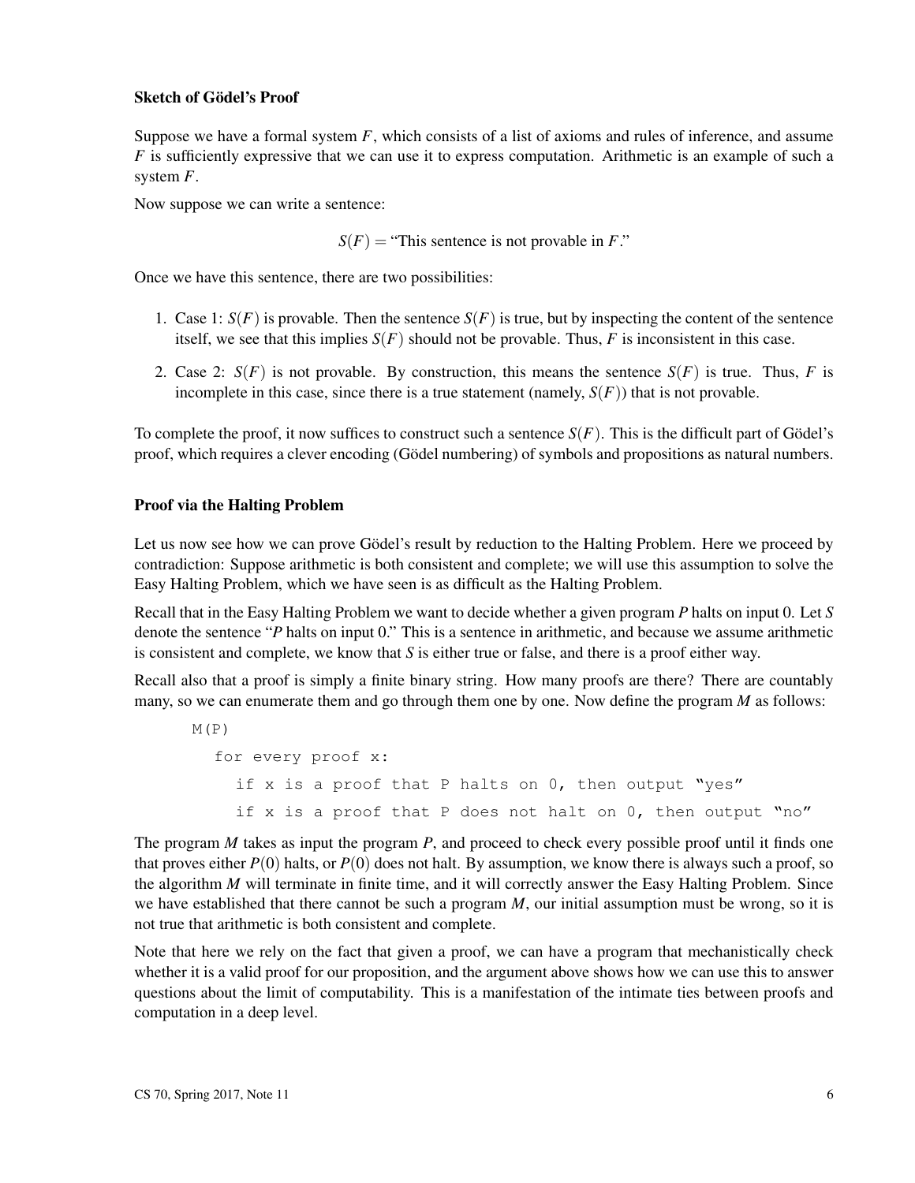**Sketch of Gödel's Proof**

Suppose we have a formal system $F$, which consists of a list of axioms and rules of inference, and assume $F$ is sufficiently expressive that we can use it to express computation. Arithmetic is an example of such a system $F$.

Now suppose we can write a sentence:

$$S(F) = \text{“This sentence is not provable in } F\text{.”}$$

Once we have this sentence, there are two possibilities:

1. Case 1: $S(F)$ is provable. Then the sentence $S(F)$ is true, but by inspecting the content of the sentence itself, we see that this implies $S(F)$ should not be provable. Thus, $F$ is inconsistent in this case.
2. Case 2: $S(F)$ is not provable. By construction, this means the sentence $S(F)$ is true. Thus, $F$ is incomplete in this case, since there is a true statement (namely, $S(F)$) that is not provable.

To complete the proof, it now suffices to construct such a sentence $S(F)$. This is the difficult part of Gödel's proof, which requires a clever encoding (Gödel numbering) of symbols and propositions as natural numbers.

**Proof via the Halting Problem**

Let us now see how we can prove Gödel's result by reduction to the Halting Problem. Here we proceed by contradiction: Suppose arithmetic is both consistent and complete; we will use this assumption to solve the Easy Halting Problem, which we have seen is as difficult as the Halting Problem.

Recall that in the Easy Halting Problem we want to decide whether a given program $P$ halts on input 0. Let $S$ denote the sentence "$P$ halts on input 0." This is a sentence in arithmetic, and because we assume arithmetic is consistent and complete, we know that $S$ is either true or false, and there is a proof either way.

Recall also that a proof is simply a finite binary string. How many proofs are there? There are countably many, so we can enumerate them and go through them one by one. Now define the program $M$ as follows:

```
M(P)
  for every proof x:
    if x is a proof that P halts on 0, then output "yes"
    if x is a proof that P does not halt on 0, then output "no"
```

The program $M$ takes as input the program $P$, and proceed to check every possible proof until it finds one that proves either $P(0)$ halts, or $P(0)$ does not halt. By assumption, we know there is always such a proof, so the algorithm $M$ will terminate in finite time, and it will correctly answer the Easy Halting Problem. Since we have established that there cannot be such a program $M$, our initial assumption must be wrong, so it is not true that arithmetic is both consistent and complete.

Note that here we rely on the fact that given a proof, we can have a program that mechanistically check whether it is a valid proof for our proposition, and the argument above shows how we can use this to answer questions about the limit of computability. This is a manifestation of the intimate ties between proofs and computation in a deep level.